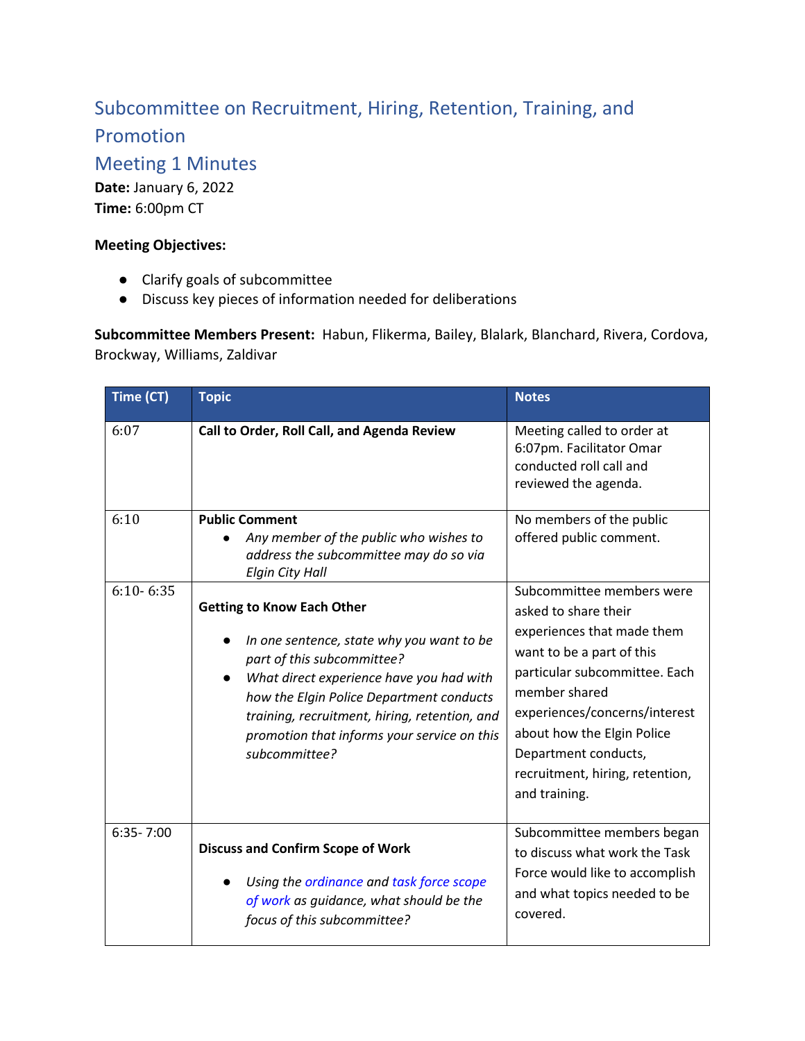# Subcommittee on Recruitment, Hiring, Retention, Training, and Promotion

## Meeting 1 Minutes

**Date:** January 6, 2022
**Time:** 6:00pm CT

**Meeting Objectives:**

- Clarify goals of subcommittee
- Discuss key pieces of information needed for deliberations

**Subcommittee Members Present:** Habun, Flikerma, Bailey, Blalark, Blanchard, Rivera, Cordova, Brockway, Williams, Zaldivar

| Time (CT) | Topic | Notes |
|---|---|---|
| 6:07 | **Call to Order, Roll Call, and Agenda Review** | Meeting called to order at 6:07pm. Facilitator Omar conducted roll call and reviewed the agenda. |
| 6:10 | **Public Comment**<br>• *Any member of the public who wishes to address the subcommittee may do so via Elgin City Hall* | No members of the public offered public comment. |
| 6:10- 6:35 | **Getting to Know Each Other**<br>• *In one sentence, state why you want to be part of this subcommittee?*<br>• *What direct experience have you had with how the Elgin Police Department conducts training, recruitment, hiring, retention, and promotion that informs your service on this subcommittee?* | Subcommittee members were asked to share their experiences that made them want to be a part of this particular subcommittee. Each member shared experiences/concerns/interest about how the Elgin Police Department conducts, recruitment, hiring, retention, and training. |
| 6:35- 7:00 | **Discuss and Confirm Scope of Work**<br>• *Using the ordinance and task force scope of work as guidance, what should be the focus of this subcommittee?* | Subcommittee members began to discuss what work the Task Force would like to accomplish and what topics needed to be covered. |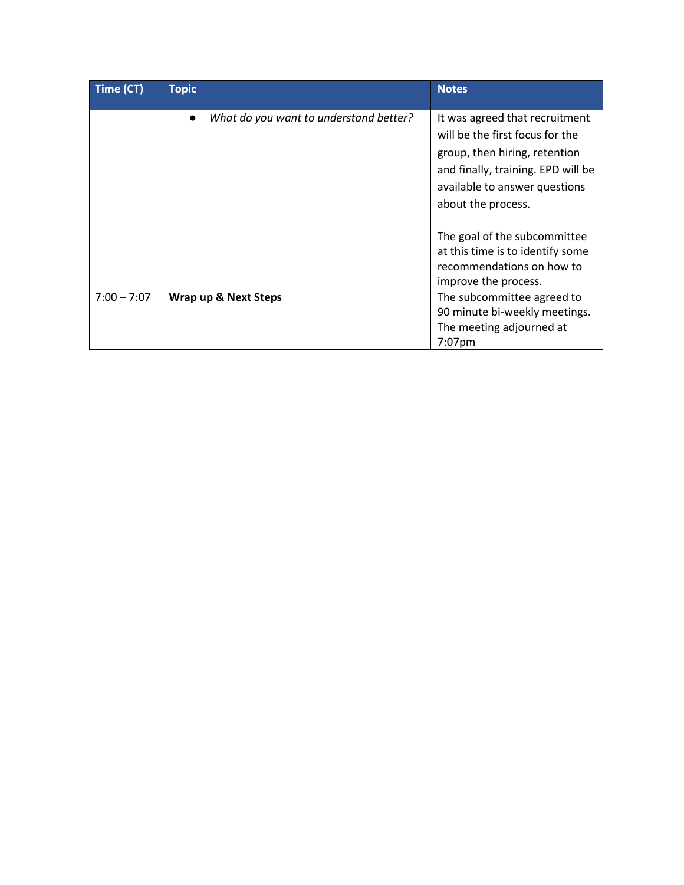| Time (CT) | Topic | Notes |
| --- | --- | --- |
| | • *What do you want to understand better?* | It was agreed that recruitment will be the first focus for the group, then hiring, retention and finally, training. EPD will be available to answer questions about the process.<br><br>The goal of the subcommittee at this time is to identify some recommendations on how to improve the process. |
| 7:00 – 7:07 | **Wrap up & Next Steps** | The subcommittee agreed to 90 minute bi-weekly meetings. The meeting adjourned at 7:07pm |